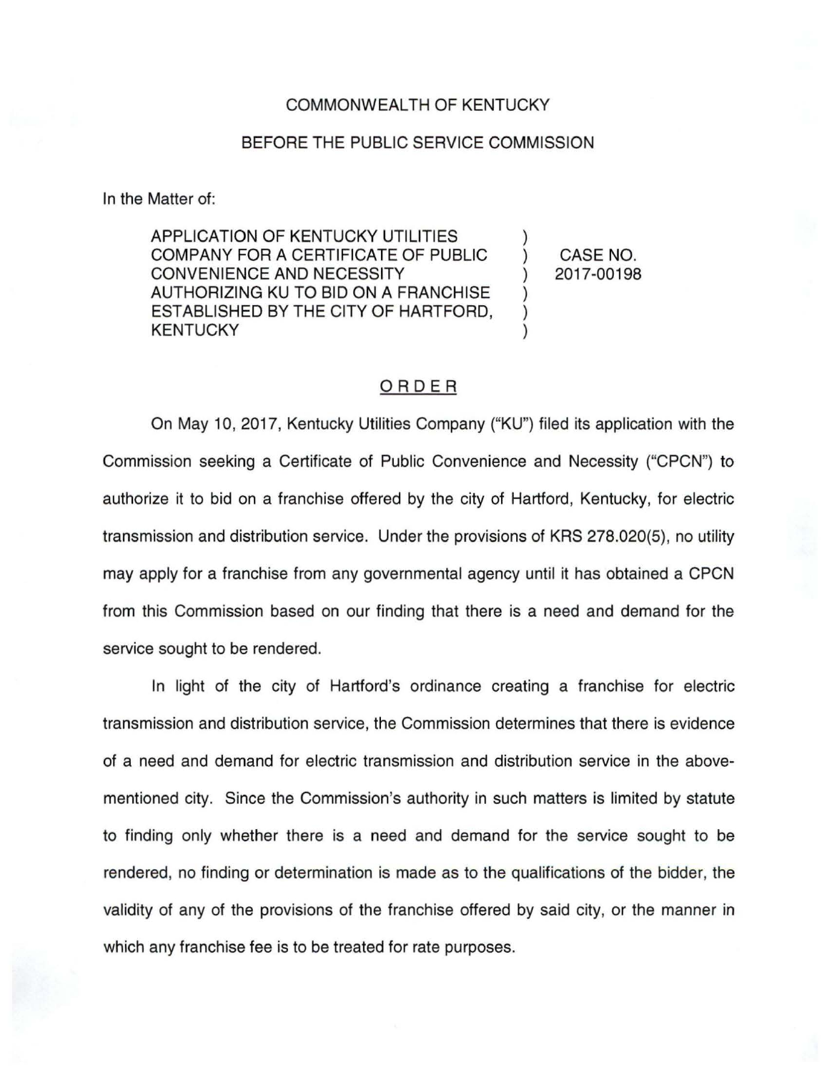COMMONWEALTH OF KENTUCKY

BEFORE THE PUBLIC SERVICE COMMISSION

In the Matter of:

| | | |
|---|---|---|
| APPLICATION OF KENTUCKY UTILITIES COMPANY FOR A CERTIFICATE OF PUBLIC CONVENIENCE AND NECESSITY AUTHORIZING KU TO BID ON A FRANCHISE ESTABLISHED BY THE CITY OF HARTFORD, KENTUCKY | ) | CASE NO. 2017-00198 |

ORDER

On May 10, 2017, Kentucky Utilities Company ("KU") filed its application with the Commission seeking a Certificate of Public Convenience and Necessity ("CPCN") to authorize it to bid on a franchise offered by the city of Hartford, Kentucky, for electric transmission and distribution service. Under the provisions of KRS 278.020(5), no utility may apply for a franchise from any governmental agency until it has obtained a CPCN from this Commission based on our finding that there is a need and demand for the service sought to be rendered.

In light of the city of Hartford's ordinance creating a franchise for electric transmission and distribution service, the Commission determines that there is evidence of a need and demand for electric transmission and distribution service in the above-mentioned city. Since the Commission's authority in such matters is limited by statute to finding only whether there is a need and demand for the service sought to be rendered, no finding or determination is made as to the qualifications of the bidder, the validity of any of the provisions of the franchise offered by said city, or the manner in which any franchise fee is to be treated for rate purposes.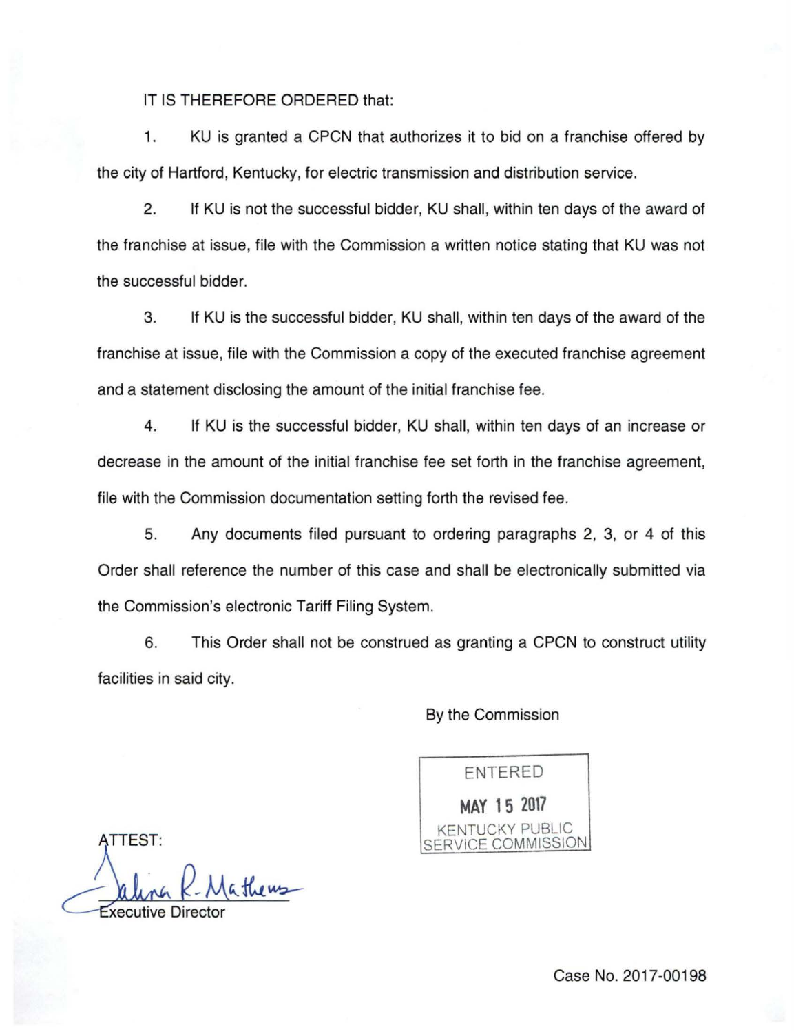IT IS THEREFORE ORDERED that:

1. KU is granted a CPCN that authorizes it to bid on a franchise offered by the city of Hartford, Kentucky, for electric transmission and distribution service.

2. If KU is not the successful bidder, KU shall, within ten days of the award of the franchise at issue, file with the Commission a written notice stating that KU was not the successful bidder.

3. If KU is the successful bidder, KU shall, within ten days of the award of the franchise at issue, file with the Commission a copy of the executed franchise agreement and a statement disclosing the amount of the initial franchise fee.

4. If KU is the successful bidder, KU shall, within ten days of an increase or decrease in the amount of the initial franchise fee set forth in the franchise agreement, file with the Commission documentation setting forth the revised fee.

5. Any documents filed pursuant to ordering paragraphs 2, 3, or 4 of this Order shall reference the number of this case and shall be electronically submitted via the Commission's electronic Tariff Filing System.

6. This Order shall not be construed as granting a CPCN to construct utility facilities in said city.

By the Commission

ENTERED
MAY 15 2017
KENTUCKY PUBLIC SERVICE COMMISSION

ATTEST:

Talina R. Mathews
Executive Director

Case No. 2017-00198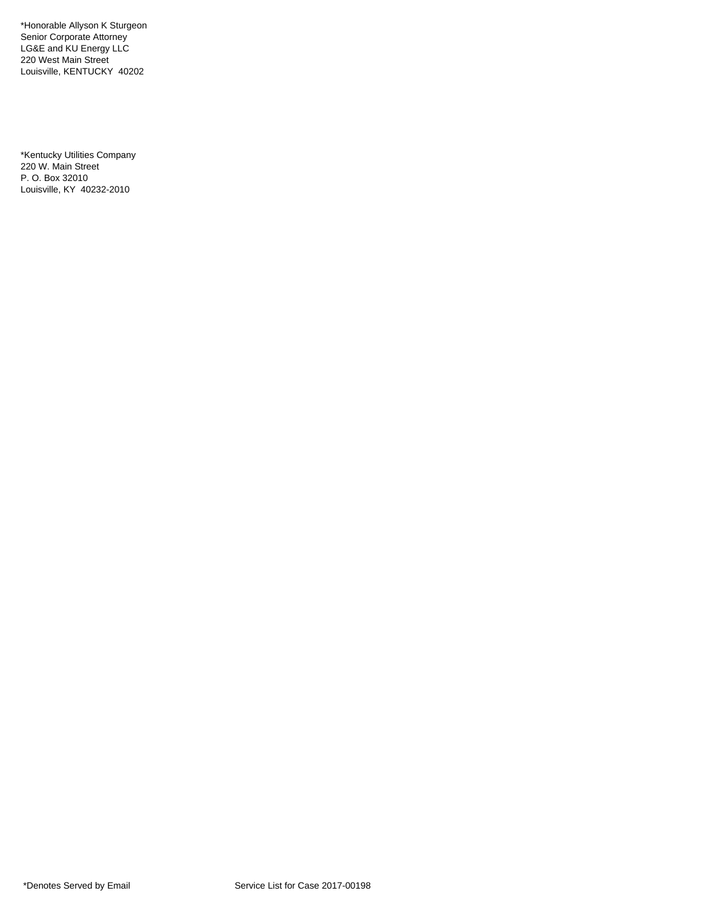*Honorable Allyson K Sturgeon
Senior Corporate Attorney
LG&E and KU Energy LLC
220 West Main Street
Louisville, KENTUCKY  40202

*Kentucky Utilities Company
220 W. Main Street
P. O. Box 32010
Louisville, KY  40232-2010

*Denotes Served by Email

Service List for Case 2017-00198